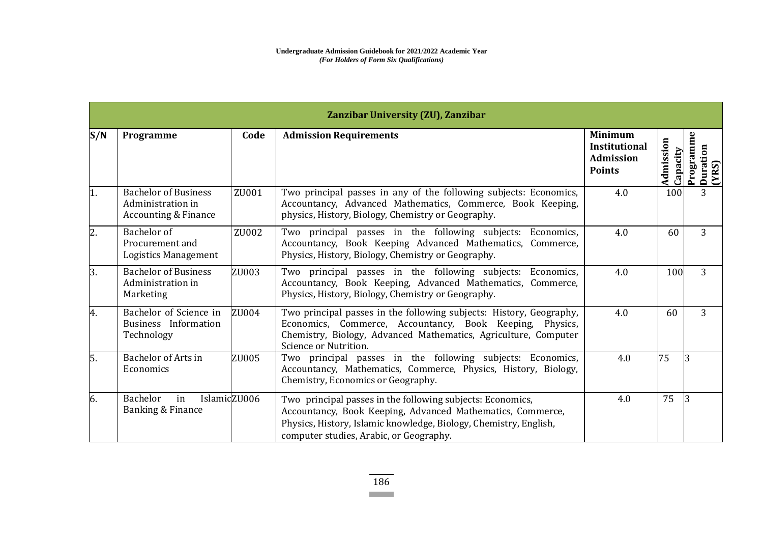**Undergraduate Admission Guidebook for 2021/2022 Academic Year**
***(For Holders of Form Six Qualifications)***

| Zanzibar University (ZU), Zanzibar | | | | | | |
|---|---|---|---|---|---|---|
| **S/N** | **Programme** | **Code** | **Admission Requirements** | **Minimum Institutional Admission Points** | **Admission Capacity** | **Programme Duration (YRS)** |
| 1. | Bachelor of Business Administration in Accounting & Finance | ZU001 | Two principal passes in any of the following subjects: Economics, Accountancy, Advanced Mathematics, Commerce, Book Keeping, physics, History, Biology, Chemistry or Geography. | 4.0 | 100 | 3 |
| 2. | Bachelor of Procurement and Logistics Management | ZU002 | Two principal passes in the following subjects: Economics, Accountancy, Book Keeping Advanced Mathematics, Commerce, Physics, History, Biology, Chemistry or Geography. | 4.0 | 60 | 3 |
| 3. | Bachelor of Business Administration in Marketing | ZU003 | Two principal passes in the following subjects: Economics, Accountancy, Book Keeping, Advanced Mathematics, Commerce, Physics, History, Biology, Chemistry or Geography. | 4.0 | 100 | 3 |
| 4. | Bachelor of Science in Business Information Technology | ZU004 | Two principal passes in the following subjects: History, Geography, Economics, Commerce, Accountancy, Book Keeping, Physics, Chemistry, Biology, Advanced Mathematics, Agriculture, Computer Science or Nutrition. | 4.0 | 60 | 3 |
| 5. | Bachelor of Arts in Economics | ZU005 | Two principal passes in the following subjects: Economics, Accountancy, Mathematics, Commerce, Physics, History, Biology, Chemistry, Economics or Geography. | 4.0 | 75 | 3 |
| 6. | Bachelor in Islamic Banking & Finance | ZU006 | Two principal passes in the following subjects: Economics, Accountancy, Book Keeping, Advanced Mathematics, Commerce, Physics, History, Islamic knowledge, Biology, Chemistry, English, computer studies, Arabic, or Geography. | 4.0 | 75 | 3 |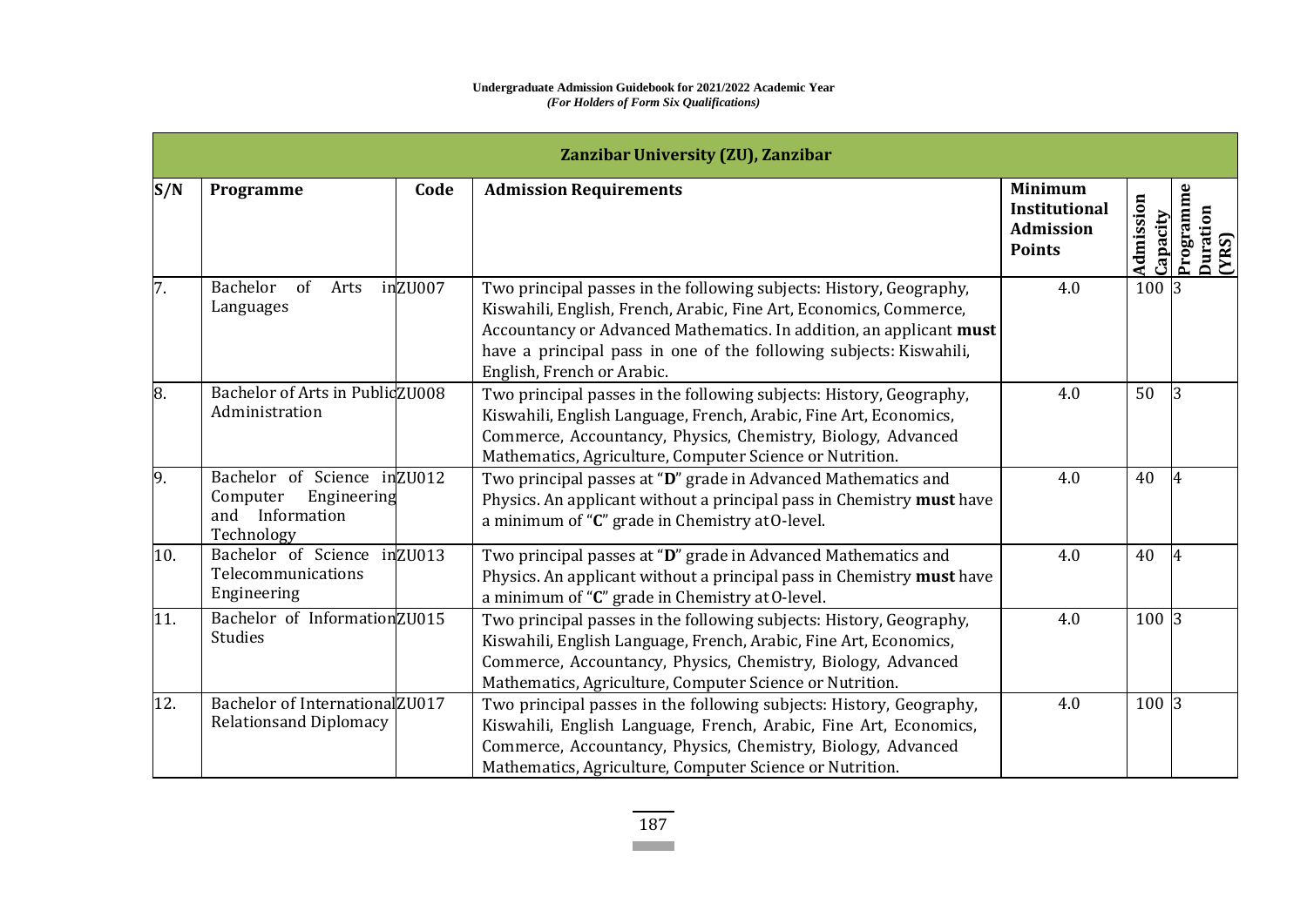**Undergraduate Admission Guidebook for 2021/2022 Academic Year**
*(For Holders of Form Six Qualifications)*

| Zanzibar University (ZU), Zanzibar | | | | | | |
|---|---|---|---|---|---|---|
| **S/N** | **Programme** | **Code** | **Admission Requirements** | **Minimum Institutional Admission Points** | **Admission Capacity** | **Programme Duration (YRS)** |
| 7. | Bachelor of Arts in Languages | ZU007 | Two principal passes in the following subjects: History, Geography, Kiswahili, English, French, Arabic, Fine Art, Economics, Commerce, Accountancy or Advanced Mathematics. In addition, an applicant **must** have a principal pass in one of the following subjects: Kiswahili, English, French or Arabic. | 4.0 | 100 | 3 |
| 8. | Bachelor of Arts in Public Administration | ZU008 | Two principal passes in the following subjects: History, Geography, Kiswahili, English Language, French, Arabic, Fine Art, Economics, Commerce, Accountancy, Physics, Chemistry, Biology, Advanced Mathematics, Agriculture, Computer Science or Nutrition. | 4.0 | 50 | 3 |
| 9. | Bachelor of Science in Computer Engineering and Information Technology | ZU012 | Two principal passes at "**D**" grade in Advanced Mathematics and Physics. An applicant without a principal pass in Chemistry **must** have a minimum of "**C**" grade in Chemistry at O-level. | 4.0 | 40 | 4 |
| 10. | Bachelor of Science in Telecommunications Engineering | ZU013 | Two principal passes at "**D**" grade in Advanced Mathematics and Physics. An applicant without a principal pass in Chemistry **must** have a minimum of "**C**" grade in Chemistry at O-level. | 4.0 | 40 | 4 |
| 11. | Bachelor of Information Studies | ZU015 | Two principal passes in the following subjects: History, Geography, Kiswahili, English Language, French, Arabic, Fine Art, Economics, Commerce, Accountancy, Physics, Chemistry, Biology, Advanced Mathematics, Agriculture, Computer Science or Nutrition. | 4.0 | 100 | 3 |
| 12. | Bachelor of International Relationsand Diplomacy | ZU017 | Two principal passes in the following subjects: History, Geography, Kiswahili, English Language, French, Arabic, Fine Art, Economics, Commerce, Accountancy, Physics, Chemistry, Biology, Advanced Mathematics, Agriculture, Computer Science or Nutrition. | 4.0 | 100 | 3 |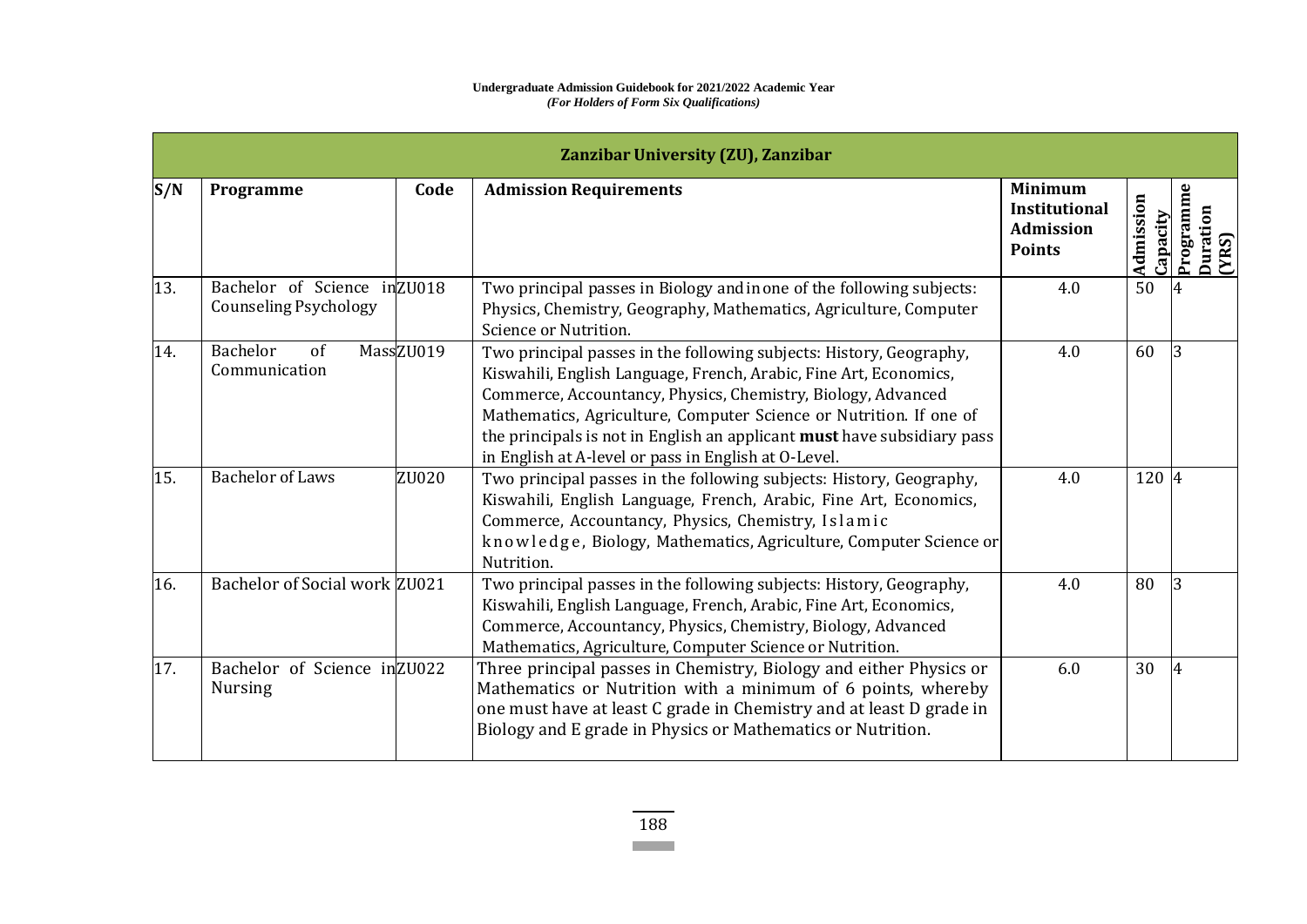| Zanzibar University (ZU), Zanzibar | | | | | | |
|---|---|---|---|---|---|---|
| **S/N** | **Programme** | **Code** | **Admission Requirements** | **Minimum Institutional Admission Points** | **Admission Capacity** | **Programme Duration (YRS)** |
| 13. | Bachelor of Science in Counseling Psychology | ZU018 | Two principal passes in Biology and in one of the following subjects: Physics, Chemistry, Geography, Mathematics, Agriculture, Computer Science or Nutrition. | 4.0 | 50 | 4 |
| 14. | Bachelor of Mass Communication | ZU019 | Two principal passes in the following subjects: History, Geography, Kiswahili, English Language, French, Arabic, Fine Art, Economics, Commerce, Accountancy, Physics, Chemistry, Biology, Advanced Mathematics, Agriculture, Computer Science or Nutrition. If one of the principals is not in English an applicant **must** have subsidiary pass in English at A-level or pass in English at O-Level. | 4.0 | 60 | 3 |
| 15. | Bachelor of Laws | ZU020 | Two principal passes in the following subjects: History, Geography, Kiswahili, English Language, French, Arabic, Fine Art, Economics, Commerce, Accountancy, Physics, Chemistry, Islamic knowledge, Biology, Mathematics, Agriculture, Computer Science or Nutrition. | 4.0 | 120 | 4 |
| 16. | Bachelor of Social work | ZU021 | Two principal passes in the following subjects: History, Geography, Kiswahili, English Language, French, Arabic, Fine Art, Economics, Commerce, Accountancy, Physics, Chemistry, Biology, Advanced Mathematics, Agriculture, Computer Science or Nutrition. | 4.0 | 80 | 3 |
| 17. | Bachelor of Science in Nursing | ZU022 | Three principal passes in Chemistry, Biology and either Physics or Mathematics or Nutrition with a minimum of 6 points, whereby one must have at least C grade in Chemistry and at least D grade in Biology and E grade in Physics or Mathematics or Nutrition. | 6.0 | 30 | 4 |